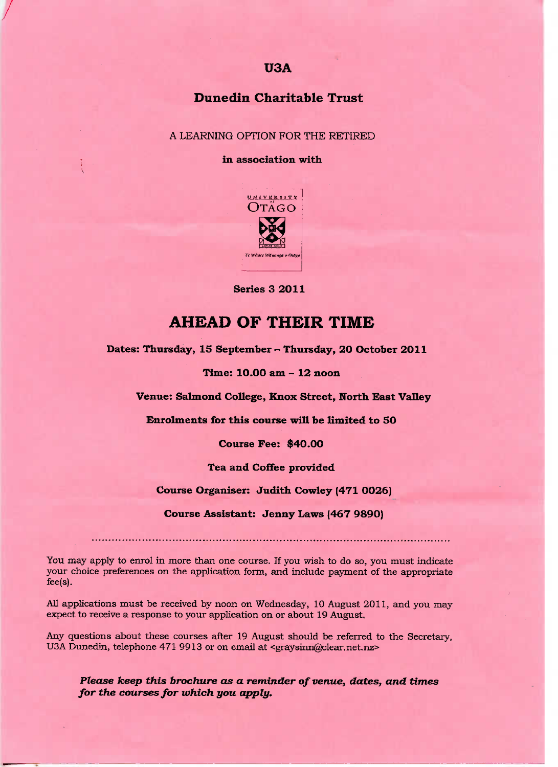**U3A**

## Dunedin Charitable Trust

A LEARNING OPTION FOR THE RETIRED

**in association with**

UNIVERSITY of OTAGO

Te Whare Wānanga o Otāgo

**Series 3 2011**

# AHEAD OF THEIR TIME

**Dates: Thursday, 15 September – Thursday, 20 October 2011**

**Time: 10.00 am – 12 noon**

**Venue: Salmond College, Knox Street, North East Valley**

**Enrolments for this course will be limited to 50**

**Course Fee: $40.00**

**Tea and Coffee provided**

**Course Organiser: Judith Cowley (471 0026)**

**Course Assistant: Jenny Laws (467 9890)**

---

You may apply to enrol in more than one course. If you wish to do so, you must indicate your choice preferences on the application form, and include payment of the appropriate fee(s).

All applications must be received by noon on Wednesday, 10 August 2011, and you may expect to receive a response to your application on or about 19 August.

Any questions about these courses after 19 August should be referred to the Secretary, U3A Dunedin, telephone 471 9913 or on email at <graysinn@clear.net.nz>

***Please keep this brochure as a reminder of venue, dates, and times for the courses for which you apply.***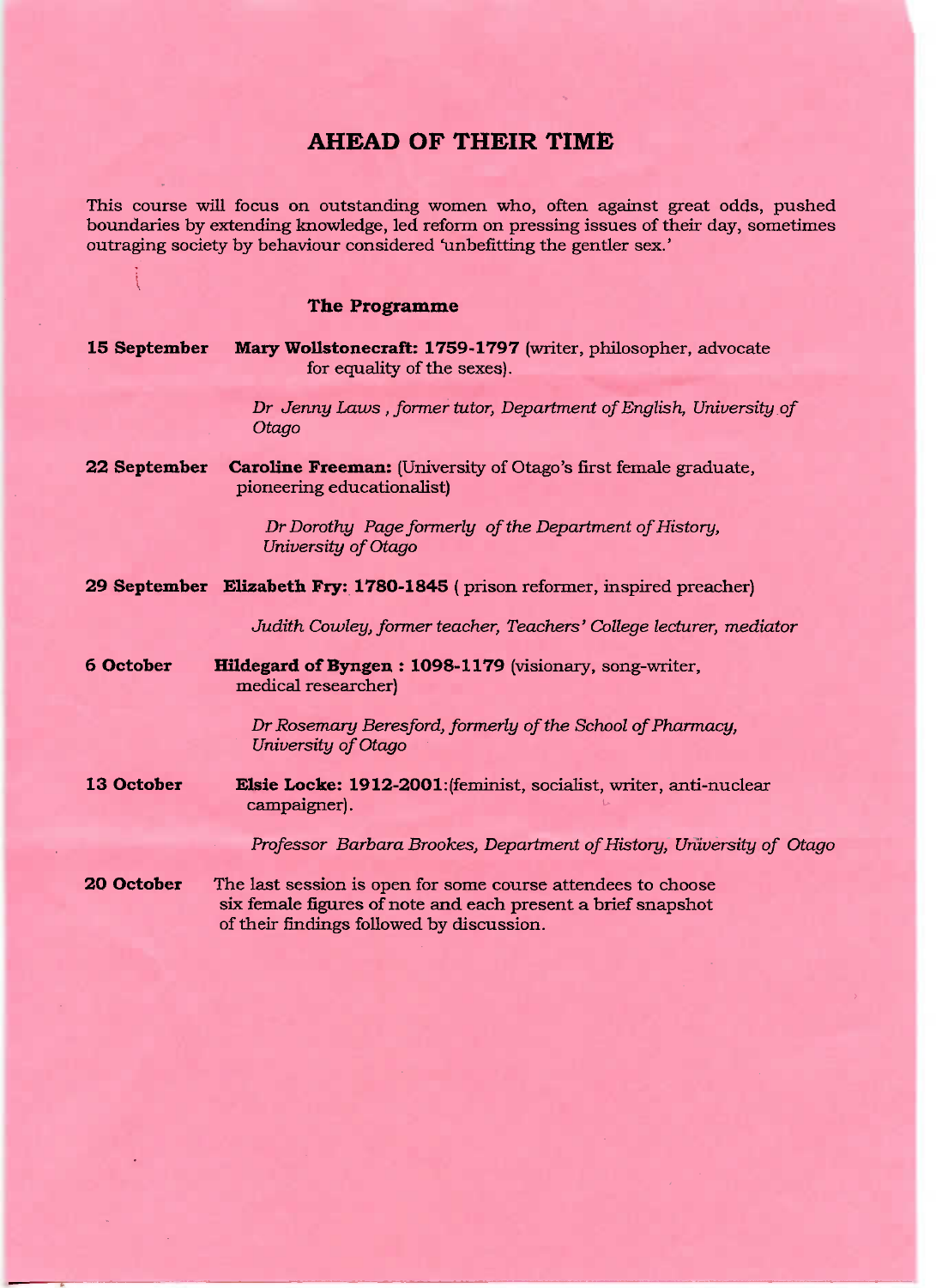# AHEAD OF THEIR TIME

This course will focus on outstanding women who, often against great odds, pushed boundaries by extending knowledge, led reform on pressing issues of their day, sometimes outraging society by behaviour considered 'unbefitting the gentler sex.'

## The Programme

**15 September** **Mary Wollstonecraft: 1759-1797** (writer, philosopher, advocate for equality of the sexes).

*Dr Jenny Laws , former tutor, Department of English, University of Otago*

**22 September** **Caroline Freeman:** (University of Otago's first female graduate, pioneering educationalist)

*Dr Dorothy Page formerly of the Department of History, University of Otago*

**29 September** **Elizabeth Fry: 1780-1845** ( prison reformer, inspired preacher)

*Judith Cowley, former teacher, Teachers' College lecturer, mediator*

**6 October** **Hildegard of Byngen : 1098-1179** (visionary, song-writer, medical researcher)

*Dr Rosemary Beresford, formerly of the School of Pharmacy, University of Otago*

**13 October** **Elsie Locke: 1912-2001**:(feminist, socialist, writer, anti-nuclear campaigner).

*Professor Barbara Brookes, Department of History, University of Otago*

**20 October** The last session is open for some course attendees to choose six female figures of note and each present a brief snapshot of their findings followed by discussion.